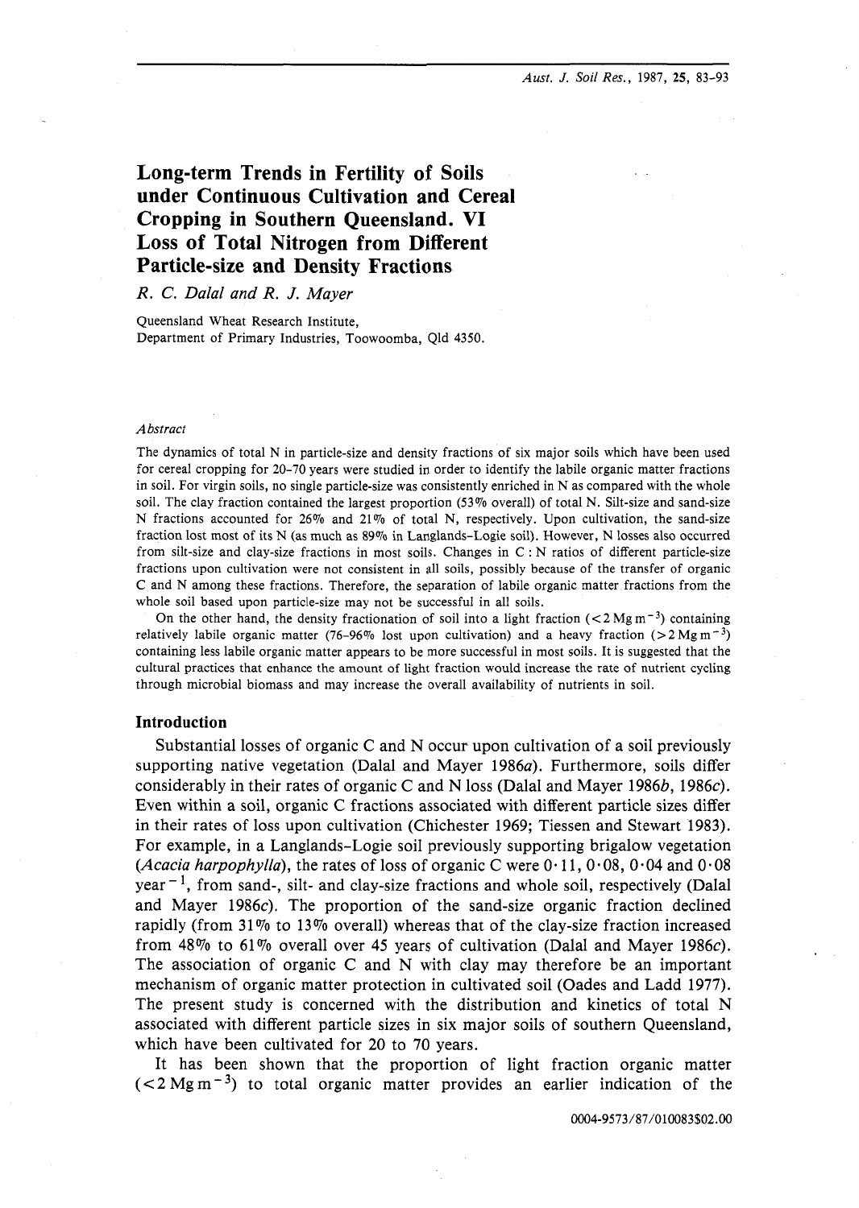# Long-term Trends in Fertility of Soils under Continuous Cultivation and Cereal Cropping in Southern Queensland. VI Loss of Total Nitrogen from Different Particle-size and Density Fractions

*R. C. Dalal and R. J. Mayer*

Queensland Wheat Research Institute,
Department of Primary Industries, Toowoomba, Qld 4350.

### *Abstract*

The dynamics of total N in particle-size and density fractions of six major soils which have been used for cereal cropping for 20–70 years were studied in order to identify the labile organic matter fractions in soil. For virgin soils, no single particle-size was consistently enriched in N as compared with the whole soil. The clay fraction contained the largest proportion (53% overall) of total N. Silt-size and sand-size N fractions accounted for 26% and 21% of total N, respectively. Upon cultivation, the sand-size fraction lost most of its N (as much as 89% in Langlands–Logie soil). However, N losses also occurred from silt-size and clay-size fractions in most soils. Changes in C : N ratios of different particle-size fractions upon cultivation were not consistent in all soils, possibly because of the transfer of organic C and N among these fractions. Therefore, the separation of labile organic matter fractions from the whole soil based upon particle-size may not be successful in all soils.

On the other hand, the density fractionation of soil into a light fraction ($<2\,\mathrm{Mg\,m^{-3}}$) containing relatively labile organic matter (76–96% lost upon cultivation) and a heavy fraction ($>2\,\mathrm{Mg\,m^{-3}}$) containing less labile organic matter appears to be more successful in most soils. It is suggested that the cultural practices that enhance the amount of light fraction would increase the rate of nutrient cycling through microbial biomass and may increase the overall availability of nutrients in soil.

## Introduction

Substantial losses of organic C and N occur upon cultivation of a soil previously supporting native vegetation (Dalal and Mayer 1986*a*). Furthermore, soils differ considerably in their rates of organic C and N loss (Dalal and Mayer 1986*b*, 1986*c*). Even within a soil, organic C fractions associated with different particle sizes differ in their rates of loss upon cultivation (Chichester 1969; Tiessen and Stewart 1983). For example, in a Langlands–Logie soil previously supporting brigalow vegetation (*Acacia harpophylla*), the rates of loss of organic C were 0·11, 0·08, 0·04 and 0·08 $\mathrm{year^{-1}}$, from sand-, silt- and clay-size fractions and whole soil, respectively (Dalal and Mayer 1986*c*). The proportion of the sand-size organic fraction declined rapidly (from 31% to 13% overall) whereas that of the clay-size fraction increased from 48% to 61% overall over 45 years of cultivation (Dalal and Mayer 1986*c*). The association of organic C and N with clay may therefore be an important mechanism of organic matter protection in cultivated soil (Oades and Ladd 1977). The present study is concerned with the distribution and kinetics of total N associated with different particle sizes in six major soils of southern Queensland, which have been cultivated for 20 to 70 years.

It has been shown that the proportion of light fraction organic matter ($<2\,\mathrm{Mg\,m^{-3}}$) to total organic matter provides an earlier indication of the

0004-9573/87/010083$02.00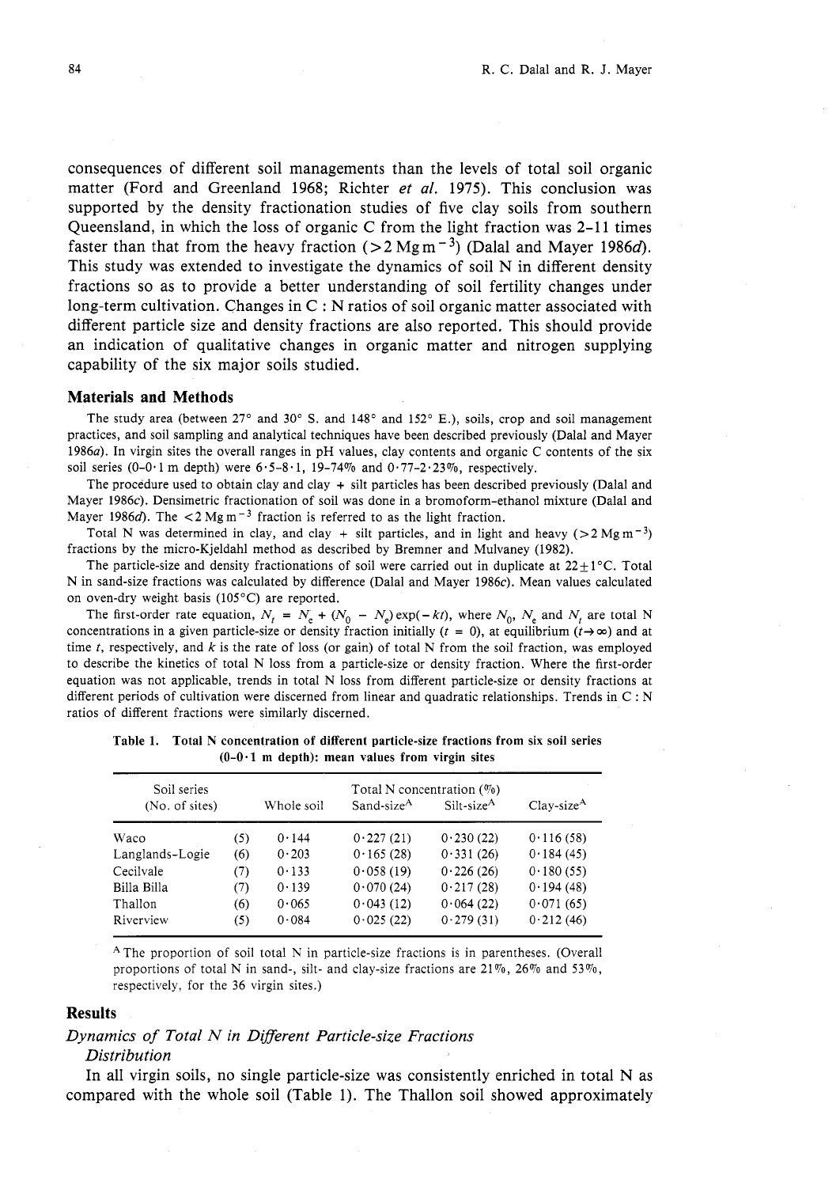consequences of different soil managements than the levels of total soil organic matter (Ford and Greenland 1968; Richter *et al.* 1975). This conclusion was supported by the density fractionation studies of five clay soils from southern Queensland, in which the loss of organic C from the light fraction was 2–11 times faster than that from the heavy fraction ($>2\ Mg\ m^{-3}$) (Dalal and Mayer 1986*d*). This study was extended to investigate the dynamics of soil N in different density fractions so as to provide a better understanding of soil fertility changes under long-term cultivation. Changes in C : N ratios of soil organic matter associated with different particle size and density fractions are also reported. This should provide an indication of qualitative changes in organic matter and nitrogen supplying capability of the six major soils studied.

## Materials and Methods

The study area (between 27° and 30° S. and 148° and 152° E.), soils, crop and soil management practices, and soil sampling and analytical techniques have been described previously (Dalal and Mayer 1986*a*). In virgin sites the overall ranges in pH values, clay contents and organic C contents of the six soil series (0–0·1 m depth) were 6·5–8·1, 19–74% and 0·77–2·23%, respectively.

The procedure used to obtain clay and clay + silt particles has been described previously (Dalal and Mayer 1986*c*). Densimetric fractionation of soil was done in a bromoform-ethanol mixture (Dalal and Mayer 1986*d*). The $<2\ Mg\ m^{-3}$ fraction is referred to as the light fraction.

Total N was determined in clay, and clay + silt particles, and in light and heavy ($>2\ Mg\ m^{-3}$) fractions by the micro-Kjeldahl method as described by Bremner and Mulvaney (1982).

The particle-size and density fractionations of soil were carried out in duplicate at 22±1°C. Total N in sand-size fractions was calculated by difference (Dalal and Mayer 1986*c*). Mean values calculated on oven-dry weight basis (105°C) are reported.

The first-order rate equation, $N_t = N_e + (N_0 - N_e)\exp(-kt)$, where $N_0$, $N_e$ and $N_t$ are total N concentrations in a given particle-size or density fraction initially ($t = 0$), at equilibrium ($t \to \infty$) and at time $t$, respectively, and $k$ is the rate of loss (or gain) of total N from the soil fraction, was employed to describe the kinetics of total N loss from a particle-size or density fraction. Where the first-order equation was not applicable, trends in total N loss from different particle-size or density fractions at different periods of cultivation were discerned from linear and quadratic relationships. Trends in C : N ratios of different fractions were similarly discerned.

**Table 1. Total N concentration of different particle-size fractions from six soil series (0–0·1 m depth): mean values from virgin sites**

| Soil series | (No. of sites) | Whole soil | Total N concentration (%) Sand-size[A] | Silt-size[A] | Clay-size[A] |
|---|---|---|---|---|---|
| Waco | (5) | 0·144 | 0·227 (21) | 0·230 (22) | 0·116 (58) |
| Langlands-Logie | (6) | 0·203 | 0·165 (28) | 0·331 (26) | 0·184 (45) |
| Cecilvale | (7) | 0·133 | 0·058 (19) | 0·226 (26) | 0·180 (55) |
| Billa Billa | (7) | 0·139 | 0·070 (24) | 0·217 (28) | 0·194 (48) |
| Thallon | (6) | 0·065 | 0·043 (12) | 0·064 (22) | 0·071 (65) |
| Riverview | (5) | 0·084 | 0·025 (22) | 0·279 (31) | 0·212 (46) |

[A] The proportion of soil total N in particle-size fractions is in parentheses. (Overall proportions of total N in sand-, silt- and clay-size fractions are 21%, 26% and 53%, respectively, for the 36 virgin sites.)

## Results

### *Dynamics of Total N in Different Particle-size Fractions*

#### *Distribution*

In all virgin soils, no single particle-size was consistently enriched in total N as compared with the whole soil (Table 1). The Thallon soil showed approximately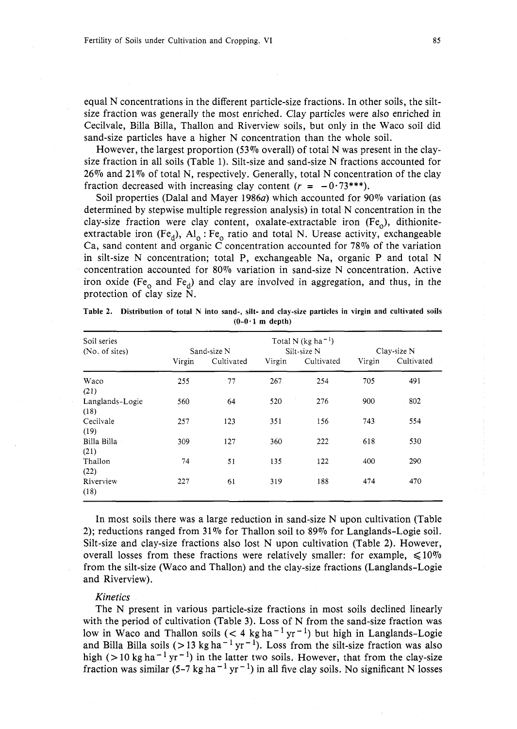equal N concentrations in the different particle-size fractions. In other soils, the silt-size fraction was generally the most enriched. Clay particles were also enriched in Cecilvale, Billa Billa, Thallon and Riverview soils, but only in the Waco soil did sand-size particles have a higher N concentration than the whole soil.

However, the largest proportion (53% overall) of total N was present in the clay-size fraction in all soils (Table 1). Silt-size and sand-size N fractions accounted for 26% and 21% of total N, respectively. Generally, total N concentration of the clay fraction decreased with increasing clay content ($r = -0 \cdot 73^{***}$).

Soil properties (Dalal and Mayer 1986*a*) which accounted for 90% variation (as determined by stepwise multiple regression analysis) in total N concentration in the clay-size fraction were clay content, oxalate-extractable iron ($Fe_o$), dithionite-extractable iron ($Fe_d$), $Al_o : Fe_o$ ratio and total N. Urease activity, exchangeable Ca, sand content and organic C concentration accounted for 78% of the variation in silt-size N concentration; total P, exchangeable Na, organic P and total N concentration accounted for 80% variation in sand-size N concentration. Active iron oxide ($Fe_o$ and $Fe_d$) and clay are involved in aggregation, and thus, in the protection of clay size N.

**Table 2. Distribution of total N into sand-, silt- and clay-size particles in virgin and cultivated soils (0–0·1 m depth)**

| Soil series (No. of sites) | Total N ($kg\ ha^{-1}$) | | | | | |
|---|---|---|---|---|---|---|
| | Sand-size N | | Silt-size N | | Clay-size N | |
| | Virgin | Cultivated | Virgin | Cultivated | Virgin | Cultivated |
| Waco (21) | 255 | 77 | 267 | 254 | 705 | 491 |
| Langlands–Logie (18) | 560 | 64 | 520 | 276 | 900 | 802 |
| Cecilvale (19) | 257 | 123 | 351 | 156 | 743 | 554 |
| Billa Billa (21) | 309 | 127 | 360 | 222 | 618 | 530 |
| Thallon (22) | 74 | 51 | 135 | 122 | 400 | 290 |
| Riverview (18) | 227 | 61 | 319 | 188 | 474 | 470 |

In most soils there was a large reduction in sand-size N upon cultivation (Table 2); reductions ranged from 31% for Thallon soil to 89% for Langlands–Logie soil. Silt-size and clay-size fractions also lost N upon cultivation (Table 2). However, overall losses from these fractions were relatively smaller: for example, $\leqslant$10% from the silt-size (Waco and Thallon) and the clay-size fractions (Langlands–Logie and Riverview).

### *Kinetics*

The N present in various particle-size fractions in most soils declined linearly with the period of cultivation (Table 3). Loss of N from the sand-size fraction was low in Waco and Thallon soils ($< 4\ kg\ ha^{-1}\ yr^{-1}$) but high in Langlands–Logie and Billa Billa soils ($> 13\ kg\ ha^{-1}\ yr^{-1}$). Loss from the silt-size fraction was also high ($> 10\ kg\ ha^{-1}\ yr^{-1}$) in the latter two soils. However, that from the clay-size fraction was similar (5–7 $kg\ ha^{-1}\ yr^{-1}$) in all five clay soils. No significant N losses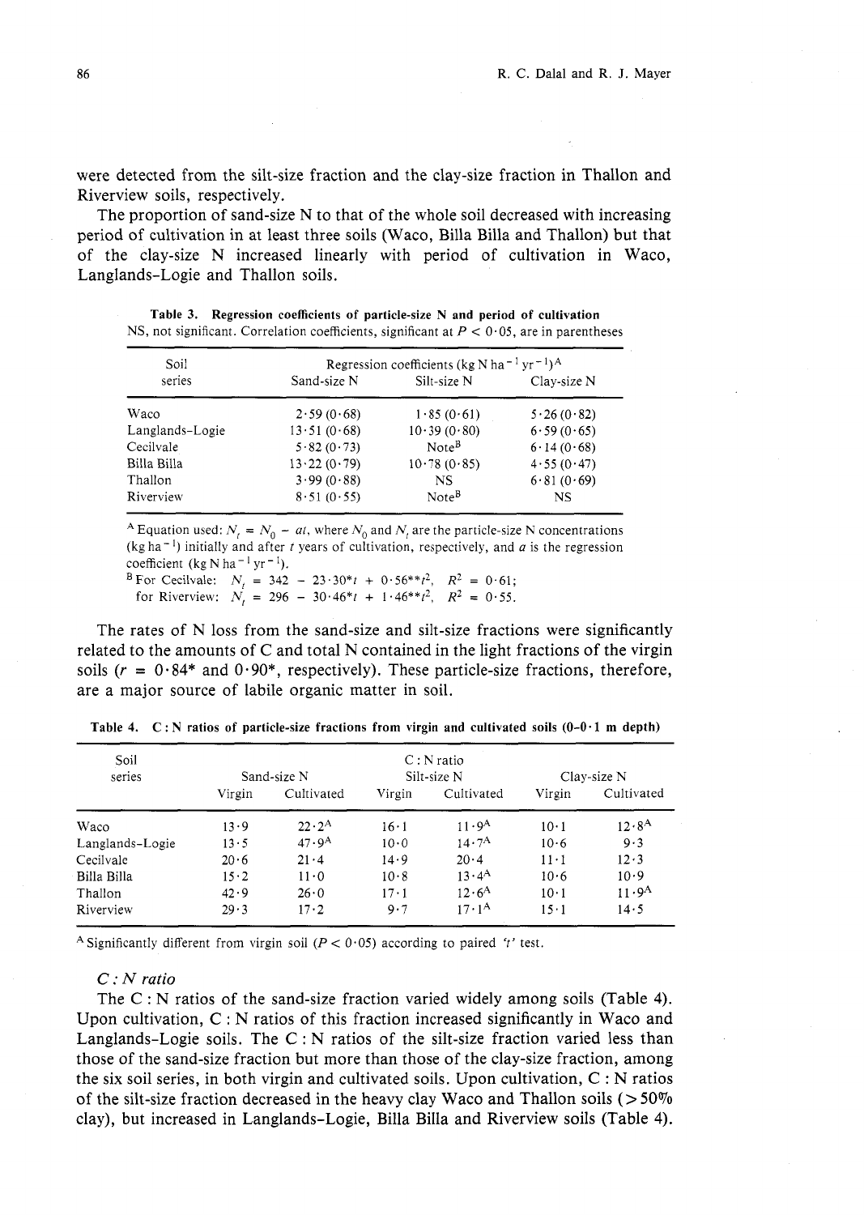were detected from the silt-size fraction and the clay-size fraction in Thallon and Riverview soils, respectively.

The proportion of sand-size N to that of the whole soil decreased with increasing period of cultivation in at least three soils (Waco, Billa Billa and Thallon) but that of the clay-size N increased linearly with period of cultivation in Waco, Langlands-Logie and Thallon soils.

**Table 3. Regression coefficients of particle-size N and period of cultivation**
NS, not significant. Correlation coefficients, significant at $P < 0.05$, are in parentheses

| Soil series | Regression coefficients (kg N ha$^{-1}$ yr$^{-1}$)[A] | | |
|---|---|---|---|
| | Sand-size N | Silt-size N | Clay-size N |
| Waco | 2·59 (0·68) | 1·85 (0·61) | 5·26 (0·82) |
| Langlands–Logie | 13·51 (0·68) | 10·39 (0·80) | 6·59 (0·65) |
| Cecilvale | 5·82 (0·73) | Note[B] | 6·14 (0·68) |
| Billa Billa | 13·22 (0·79) | 10·78 (0·85) | 4·55 (0·47) |
| Thallon | 3·99 (0·88) | NS | 6·81 (0·69) |
| Riverview | 8·51 (0·55) | Note[B] | NS |

[A] Equation used: $N_t = N_0 - at$, where $N_0$ and $N_t$ are the particle-size N concentrations (kg ha$^{-1}$) initially and after $t$ years of cultivation, respectively, and $a$ is the regression coefficient (kg N ha$^{-1}$ yr$^{-1}$).
[B] For Cecilvale: $N_t = 342 - 23{\cdot}30^{*}t + 0{\cdot}56^{**}t^2$, $R^2 = 0{\cdot}61$;
for Riverview: $N_t = 296 - 30{\cdot}46^{*}t + 1{\cdot}46^{**}t^2$, $R^2 = 0{\cdot}55$.

The rates of N loss from the sand-size and silt-size fractions were significantly related to the amounts of C and total N contained in the light fractions of the virgin soils ($r = 0{\cdot}84^{*}$ and $0{\cdot}90^{*}$, respectively). These particle-size fractions, therefore, are a major source of labile organic matter in soil.

**Table 4. C : N ratios of particle-size fractions from virgin and cultivated soils (0–0·1 m depth)**

| Soil series | C : N ratio | | | | | |
|---|---|---|---|---|---|---|
| | Sand-size N | | Silt-size N | | Clay-size N | |
| | Virgin | Cultivated | Virgin | Cultivated | Virgin | Cultivated |
| Waco | 13·9 | 22·2[A] | 16·1 | 11·9[A] | 10·1 | 12·8[A] |
| Langlands–Logie | 13·5 | 47·9[A] | 10·0 | 14·7[A] | 10·6 | 9·3 |
| Cecilvale | 20·6 | 21·4 | 14·9 | 20·4 | 11·1 | 12·3 |
| Billa Billa | 15·2 | 11·0 | 10·8 | 13·4[A] | 10·6 | 10·9 |
| Thallon | 42·9 | 26·0 | 17·1 | 12·6[A] | 10·1 | 11·9[A] |
| Riverview | 29·3 | 17·2 | 9·7 | 17·1[A] | 15·1 | 14·5 |

[A] Significantly different from virgin soil ($P < 0.05$) according to paired '$t$' test.

### *C : N ratio*

The C : N ratios of the sand-size fraction varied widely among soils (Table 4). Upon cultivation, C : N ratios of this fraction increased significantly in Waco and Langlands-Logie soils. The C : N ratios of the silt-size fraction varied less than those of the sand-size fraction but more than those of the clay-size fraction, among the six soil series, in both virgin and cultivated soils. Upon cultivation, C : N ratios of the silt-size fraction decreased in the heavy clay Waco and Thallon soils (>50% clay), but increased in Langlands-Logie, Billa Billa and Riverview soils (Table 4).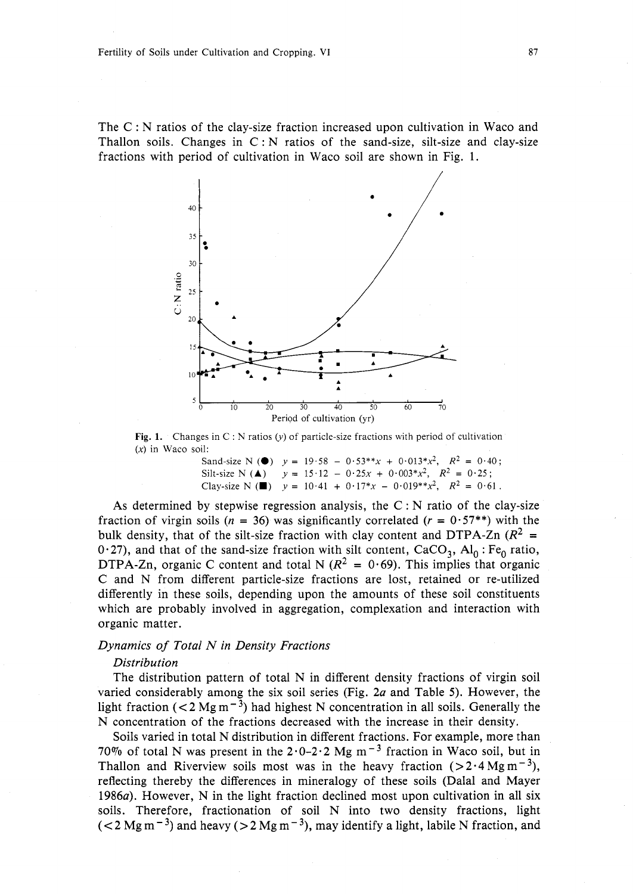The C : N ratios of the clay-size fraction increased upon cultivation in Waco and Thallon soils. Changes in C : N ratios of the sand-size, silt-size and clay-size fractions with period of cultivation in Waco soil are shown in Fig. 1.

**Fig. 1.** Changes in C : N ratios ($y$) of particle-size fractions with period of cultivation ($x$) in Waco soil:

Sand-size N (●) $y = 19 \cdot 58 - 0 \cdot 53^{**}x + 0 \cdot 013^{*}x^2$, $R^2 = 0 \cdot 40$;
Silt-size N (▲) $y = 15 \cdot 12 - 0 \cdot 25x + 0 \cdot 003^{*}x^2$, $R^2 = 0 \cdot 25$;
Clay-size N (■) $y = 10 \cdot 41 + 0 \cdot 17^{*}x - 0 \cdot 019^{**}x^2$, $R^2 = 0 \cdot 61$.

As determined by stepwise regression analysis, the C : N ratio of the clay-size fraction of virgin soils ($n = 36$) was significantly correlated ($r = 0 \cdot 57^{**}$) with the bulk density, that of the silt-size fraction with clay content and DTPA-Zn ($R^2 = 0 \cdot 27$), and that of the sand-size fraction with silt content, $CaCO_3$, $Al_0 : Fe_0$ ratio, DTPA-Zn, organic C content and total N ($R^2 = 0 \cdot 69$). This implies that organic C and N from different particle-size fractions are lost, retained or re-utilized differently in these soils, depending upon the amounts of these soil constituents which are probably involved in aggregation, complexation and interaction with organic matter.

### *Dynamics of Total N in Density Fractions*

#### *Distribution*

The distribution pattern of total N in different density fractions of virgin soil varied considerably among the six soil series (Fig. 2*a* and Table 5). However, the light fraction ($<2$ Mg $m^{-3}$) had highest N concentration in all soils. Generally the N concentration of the fractions decreased with the increase in their density.

Soils varied in total N distribution in different fractions. For example, more than 70% of total N was present in the 2·0–2·2 Mg $m^{-3}$ fraction in Waco soil, but in Thallon and Riverview soils most was in the heavy fraction ($>2 \cdot 4$ Mg $m^{-3}$), reflecting thereby the differences in mineralogy of these soils (Dalal and Mayer 1986*a*). However, N in the light fraction declined most upon cultivation in all six soils. Therefore, fractionation of soil N into two density fractions, light ($<2$ Mg $m^{-3}$) and heavy ($>2$ Mg $m^{-3}$), may identify a light, labile N fraction, and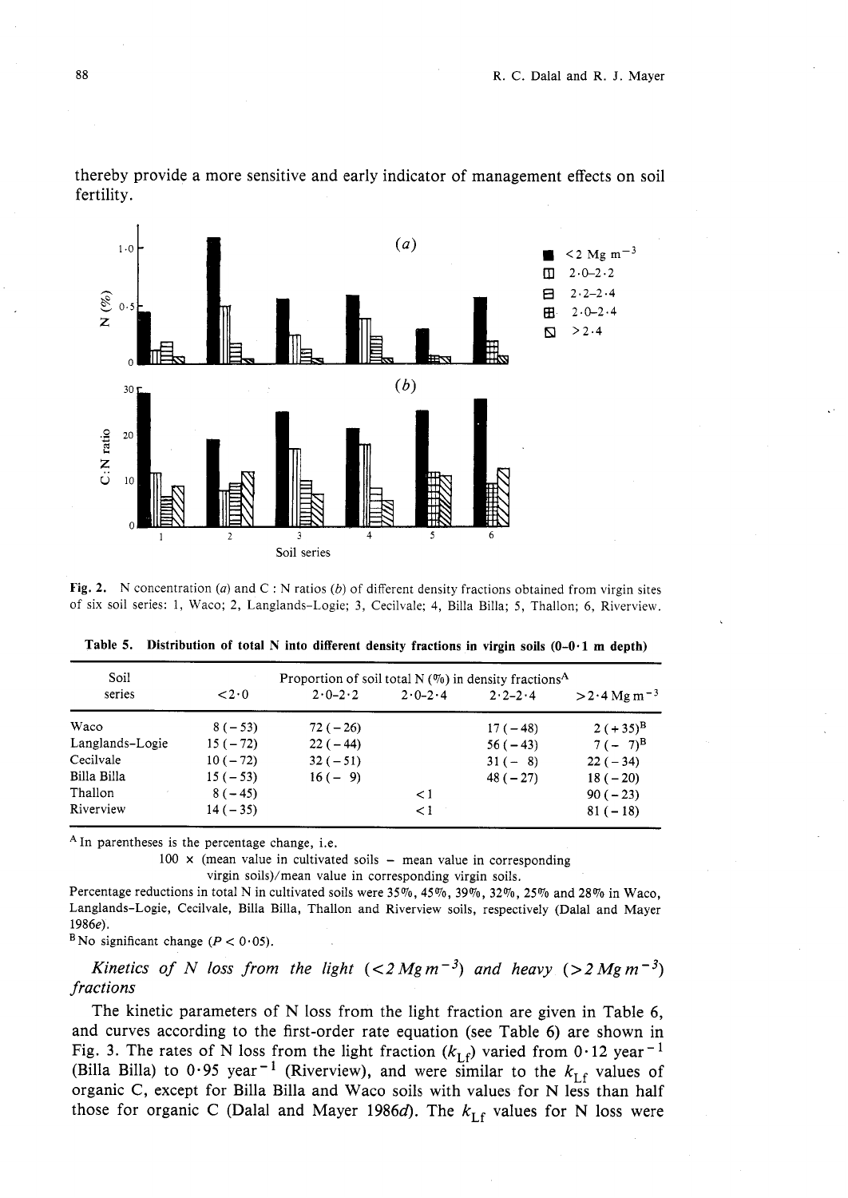thereby provide a more sensitive and early indicator of management effects on soil fertility.

**Fig. 2.** N concentration (*a*) and C : N ratios (*b*) of different density fractions obtained from virgin sites of six soil series: 1, Waco; 2, Langlands-Logie; 3, Cecilvale; 4, Billa Billa; 5, Thallon; 6, Riverview.

**Table 5. Distribution of total N into different density fractions in virgin soils (0–0·1 m depth)**

| Soil series | Proportion of soil total N (%) in density fractions[A] | | | | |
|---|---|---|---|---|---|
| | <2·0 | 2·0–2·2 | 2·0–2·4 | 2·2–2·4 | >2·4 Mg m$^{-3}$ |
| Waco | 8 (−53) | 72 (−26) | | 17 (−48) | 2 (+35)[B] |
| Langlands-Logie | 15 (−72) | 22 (−44) | | 56 (−43) | 7 (− 7)[B] |
| Cecilvale | 10 (−72) | 32 (−51) | | 31 (− 8) | 22 (−34) |
| Billa Billa | 15 (−53) | 16 (− 9) | | 48 (−27) | 18 (−20) |
| Thallon | 8 (−45) | | <1 | | 90 (−23) |
| Riverview | 14 (−35) | | <1 | | 81 (−18) |

[A] In parentheses is the percentage change, i.e.

100 × (mean value in cultivated soils − mean value in corresponding virgin soils)/mean value in corresponding virgin soils.

Percentage reductions in total N in cultivated soils were 35%, 45%, 39%, 32%, 25% and 28% in Waco, Langlands-Logie, Cecilvale, Billa Billa, Thallon and Riverview soils, respectively (Dalal and Mayer 1986*e*).

[B] No significant change ($P < 0·05$).

### *Kinetics of N loss from the light ($<2$ Mg m$^{-3}$) and heavy ($>2$ Mg m$^{-3}$) fractions*

The kinetic parameters of N loss from the light fraction are given in Table 6, and curves according to the first-order rate equation (see Table 6) are shown in Fig. 3. The rates of N loss from the light fraction ($k_{Lf}$) varied from 0·12 year$^{-1}$ (Billa Billa) to 0·95 year$^{-1}$ (Riverview), and were similar to the $k_{Lf}$ values of organic C, except for Billa Billa and Waco soils with values for N less than half those for organic C (Dalal and Mayer 1986*d*). The $k_{Lf}$ values for N loss were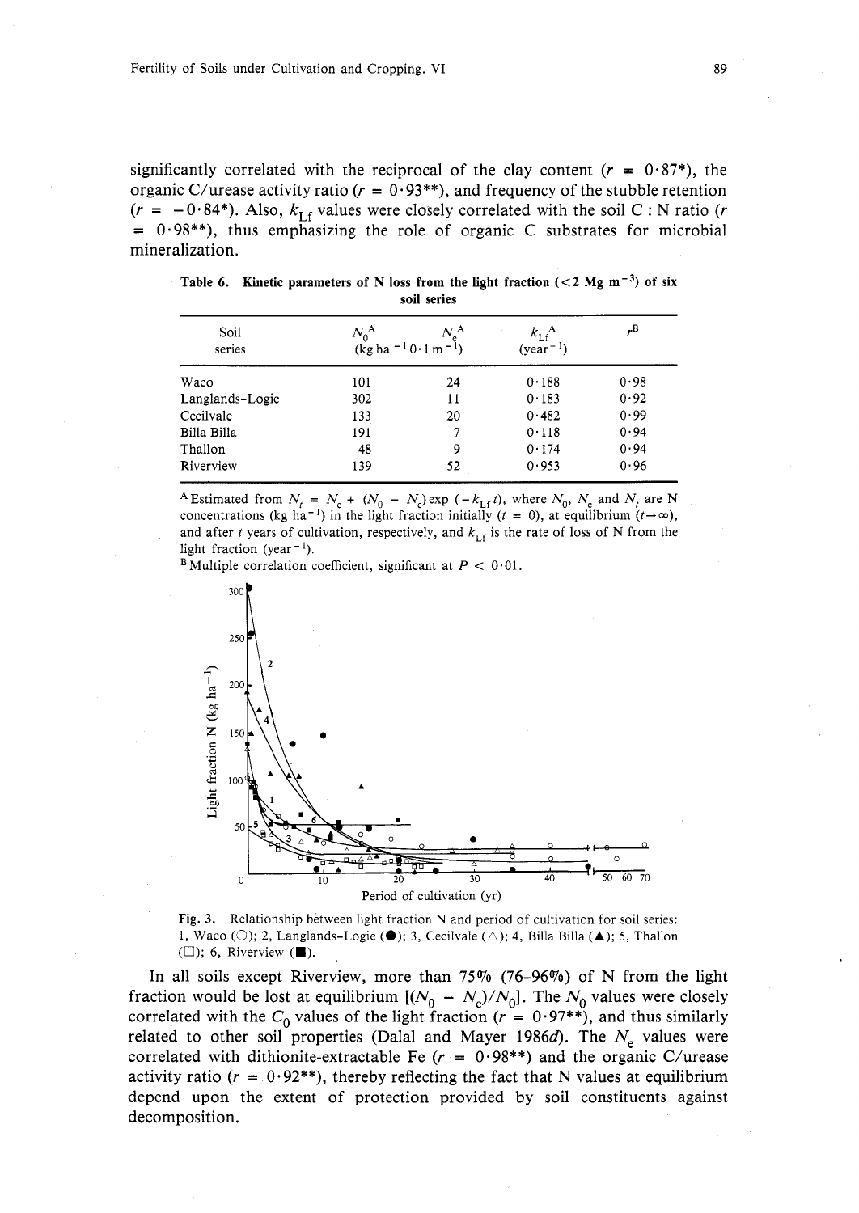significantly correlated with the reciprocal of the clay content ($r$ = 0·87*), the organic C/urease activity ratio ($r$ = 0·93**), and frequency of the stubble retention ($r$ = −0·84*). Also, $k_{Lf}$ values were closely correlated with the soil C : N ratio ($r$ = 0·98**), thus emphasizing the role of organic C substrates for microbial mineralization.

**Table 6. Kinetic parameters of N loss from the light fraction (<2 Mg m$^{-3}$) of six soil series**

| Soil series | $N_0$[A] (kg ha$^{-1}$ 0·1 m$^{-1}$) | $N_e$[A] (kg ha$^{-1}$ 0·1 m$^{-1}$) | $k_{Lf}$[A] (year$^{-1}$) | $r$[B] |
|---|---|---|---|---|
| Waco | 101 | 24 | 0·188 | 0·98 |
| Langlands-Logie | 302 | 11 | 0·183 | 0·92 |
| Cecilvale | 133 | 20 | 0·482 | 0·99 |
| Billa Billa | 191 | 7 | 0·118 | 0·94 |
| Thallon | 48 | 9 | 0·174 | 0·94 |
| Riverview | 139 | 52 | 0·953 | 0·96 |

[A] Estimated from $N_t = N_e + (N_0 - N_e)\exp(-k_{Lf}t)$, where $N_0$, $N_e$ and $N_t$ are N concentrations (kg ha$^{-1}$) in the light fraction initially ($t$ = 0), at equilibrium ($t \to \infty$), and after $t$ years of cultivation, respectively, and $k_{Lf}$ is the rate of loss of N from the light fraction (year$^{-1}$).

[B] Multiple correlation coefficient, significant at $P < 0 \cdot 01$.

**Fig. 3.** Relationship between light fraction N and period of cultivation for soil series: 1, Waco (○); 2, Langlands-Logie (●); 3, Cecilvale (△); 4, Billa Billa (▲); 5, Thallon (□); 6, Riverview (■).

In all soils except Riverview, more than 75% (76–96%) of N from the light fraction would be lost at equilibrium [$(N_0 - N_e)/N_0$]. The $N_0$ values were closely correlated with the $C_0$ values of the light fraction ($r$ = 0·97**), and thus similarly related to other soil properties (Dalal and Mayer 1986*d*). The $N_e$ values were correlated with dithionite-extractable Fe ($r$ = 0·98**) and the organic C/urease activity ratio ($r$ = 0·92**), thereby reflecting the fact that N values at equilibrium depend upon the extent of protection provided by soil constituents against decomposition.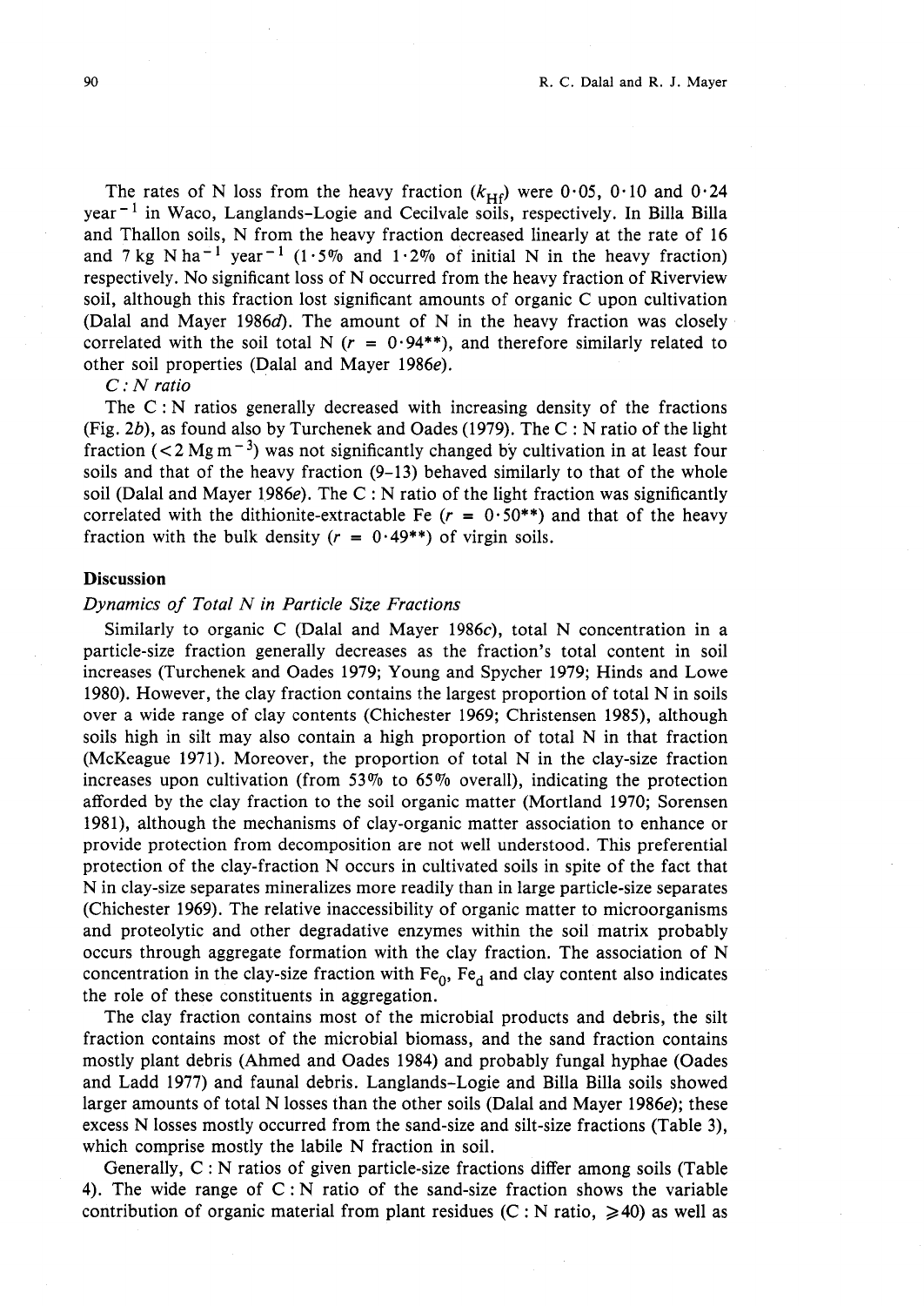The rates of N loss from the heavy fraction ($k_{\mathrm{Hf}}$) were 0·05, 0·10 and 0·24 year$^{-1}$ in Waco, Langlands-Logie and Cecilvale soils, respectively. In Billa Billa and Thallon soils, N from the heavy fraction decreased linearly at the rate of 16 and 7 kg N ha$^{-1}$ year$^{-1}$ (1·5% and 1·2% of initial N in the heavy fraction) respectively. No significant loss of N occurred from the heavy fraction of Riverview soil, although this fraction lost significant amounts of organic C upon cultivation (Dalal and Mayer 1986*d*). The amount of N in the heavy fraction was closely correlated with the soil total N ($r$ = 0·94**), and therefore similarly related to other soil properties (Dalal and Mayer 1986*e*).

*C : N ratio*

The C : N ratios generally decreased with increasing density of the fractions (Fig. 2*b*), as found also by Turchenek and Oades (1979). The C : N ratio of the light fraction (<2 Mg m$^{-3}$) was not significantly changed by cultivation in at least four soils and that of the heavy fraction (9–13) behaved similarly to that of the whole soil (Dalal and Mayer 1986*e*). The C : N ratio of the light fraction was significantly correlated with the dithionite-extractable Fe ($r$ = 0·50**) and that of the heavy fraction with the bulk density ($r$ = 0·49**) of virgin soils.

## Discussion

### *Dynamics of Total N in Particle Size Fractions*

Similarly to organic C (Dalal and Mayer 1986*c*), total N concentration in a particle-size fraction generally decreases as the fraction's total content in soil increases (Turchenek and Oades 1979; Young and Spycher 1979; Hinds and Lowe 1980). However, the clay fraction contains the largest proportion of total N in soils over a wide range of clay contents (Chichester 1969; Christensen 1985), although soils high in silt may also contain a high proportion of total N in that fraction (McKeague 1971). Moreover, the proportion of total N in the clay-size fraction increases upon cultivation (from 53% to 65% overall), indicating the protection afforded by the clay fraction to the soil organic matter (Mortland 1970; Sorensen 1981), although the mechanisms of clay-organic matter association to enhance or provide protection from decomposition are not well understood. This preferential protection of the clay-fraction N occurs in cultivated soils in spite of the fact that N in clay-size separates mineralizes more readily than in large particle-size separates (Chichester 1969). The relative inaccessibility of organic matter to microorganisms and proteolytic and other degradative enzymes within the soil matrix probably occurs through aggregate formation with the clay fraction. The association of N concentration in the clay-size fraction with $\mathrm{Fe_0}$, $\mathrm{Fe_d}$ and clay content also indicates the role of these constituents in aggregation.

The clay fraction contains most of the microbial products and debris, the silt fraction contains most of the microbial biomass, and the sand fraction contains mostly plant debris (Ahmed and Oades 1984) and probably fungal hyphae (Oades and Ladd 1977) and faunal debris. Langlands-Logie and Billa Billa soils showed larger amounts of total N losses than the other soils (Dalal and Mayer 1986*e*); these excess N losses mostly occurred from the sand-size and silt-size fractions (Table 3), which comprise mostly the labile N fraction in soil.

Generally, C : N ratios of given particle-size fractions differ among soils (Table 4). The wide range of C : N ratio of the sand-size fraction shows the variable contribution of organic material from plant residues (C : N ratio, ⩾40) as well as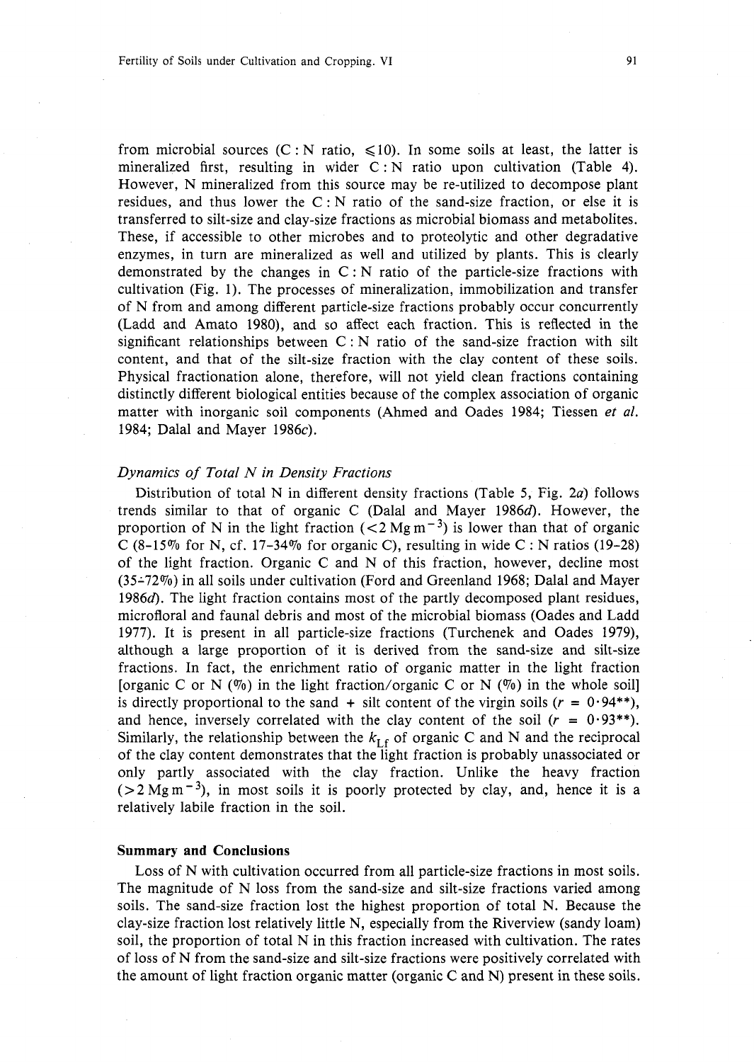from microbial sources (C : N ratio, ≤10). In some soils at least, the latter is mineralized first, resulting in wider C : N ratio upon cultivation (Table 4). However, N mineralized from this source may be re-utilized to decompose plant residues, and thus lower the C : N ratio of the sand-size fraction, or else it is transferred to silt-size and clay-size fractions as microbial biomass and metabolites. These, if accessible to other microbes and to proteolytic and other degradative enzymes, in turn are mineralized as well and utilized by plants. This is clearly demonstrated by the changes in C : N ratio of the particle-size fractions with cultivation (Fig. 1). The processes of mineralization, immobilization and transfer of N from and among different particle-size fractions probably occur concurrently (Ladd and Amato 1980), and so affect each fraction. This is reflected in the significant relationships between C : N ratio of the sand-size fraction with silt content, and that of the silt-size fraction with the clay content of these soils. Physical fractionation alone, therefore, will not yield clean fractions containing distinctly different biological entities because of the complex association of organic matter with inorganic soil components (Ahmed and Oades 1984; Tiessen *et al.* 1984; Dalal and Mayer 1986*c*).

### *Dynamics of Total N in Density Fractions*

Distribution of total N in different density fractions (Table 5, Fig. 2*a*) follows trends similar to that of organic C (Dalal and Mayer 1986*d*). However, the proportion of N in the light fraction ($<2\ \mathrm{Mg\ m^{-3}}$) is lower than that of organic C (8–15% for N, cf. 17–34% for organic C), resulting in wide C : N ratios (19–28) of the light fraction. Organic C and N of this fraction, however, decline most (35–72%) in all soils under cultivation (Ford and Greenland 1968; Dalal and Mayer 1986*d*). The light fraction contains most of the partly decomposed plant residues, microfloral and faunal debris and most of the microbial biomass (Oades and Ladd 1977). It is present in all particle-size fractions (Turchenek and Oades 1979), although a large proportion of it is derived from the sand-size and silt-size fractions. In fact, the enrichment ratio of organic matter in the light fraction [organic C or N (%) in the light fraction/organic C or N (%) in the whole soil] is directly proportional to the sand + silt content of the virgin soils ($r = 0\cdot94$**), and hence, inversely correlated with the clay content of the soil ($r = 0\cdot93$**). Similarly, the relationship between the $k_{\mathrm{Lf}}$ of organic C and N and the reciprocal of the clay content demonstrates that the light fraction is probably unassociated or only partly associated with the clay fraction. Unlike the heavy fraction ($>2\ \mathrm{Mg\ m^{-3}}$), in most soils it is poorly protected by clay, and, hence it is a relatively labile fraction in the soil.

## Summary and Conclusions

Loss of N with cultivation occurred from all particle-size fractions in most soils. The magnitude of N loss from the sand-size and silt-size fractions varied among soils. The sand-size fraction lost the highest proportion of total N. Because the clay-size fraction lost relatively little N, especially from the Riverview (sandy loam) soil, the proportion of total N in this fraction increased with cultivation. The rates of loss of N from the sand-size and silt-size fractions were positively correlated with the amount of light fraction organic matter (organic C and N) present in these soils.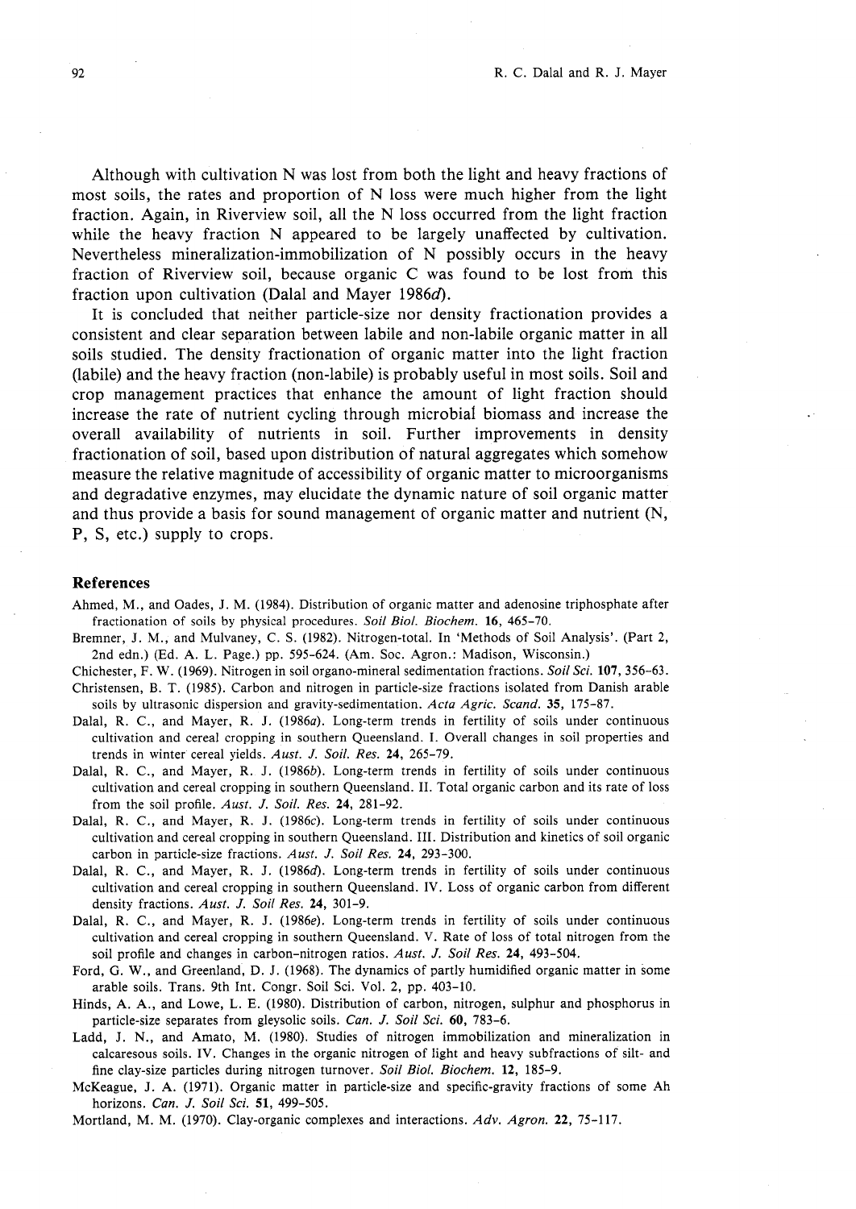Although with cultivation N was lost from both the light and heavy fractions of most soils, the rates and proportion of N loss were much higher from the light fraction. Again, in Riverview soil, all the N loss occurred from the light fraction while the heavy fraction N appeared to be largely unaffected by cultivation. Nevertheless mineralization-immobilization of N possibly occurs in the heavy fraction of Riverview soil, because organic C was found to be lost from this fraction upon cultivation (Dalal and Mayer 1986*d*).

It is concluded that neither particle-size nor density fractionation provides a consistent and clear separation between labile and non-labile organic matter in all soils studied. The density fractionation of organic matter into the light fraction (labile) and the heavy fraction (non-labile) is probably useful in most soils. Soil and crop management practices that enhance the amount of light fraction should increase the rate of nutrient cycling through microbial biomass and increase the overall availability of nutrients in soil. Further improvements in density fractionation of soil, based upon distribution of natural aggregates which somehow measure the relative magnitude of accessibility of organic matter to microorganisms and degradative enzymes, may elucidate the dynamic nature of soil organic matter and thus provide a basis for sound management of organic matter and nutrient (N, P, S, etc.) supply to crops.

## References

Ahmed, M., and Oades, J. M. (1984). Distribution of organic matter and adenosine triphosphate after fractionation of soils by physical procedures. *Soil Biol. Biochem.* **16**, 465–70.

Bremner, J. M., and Mulvaney, C. S. (1982). Nitrogen-total. In 'Methods of Soil Analysis'. (Part 2, 2nd edn.) (Ed. A. L. Page.) pp. 595–624. (Am. Soc. Agron.: Madison, Wisconsin.)

Chichester, F. W. (1969). Nitrogen in soil organo-mineral sedimentation fractions. *Soil Sci.* **107**, 356–63.

Christensen, B. T. (1985). Carbon and nitrogen in particle-size fractions isolated from Danish arable soils by ultrasonic dispersion and gravity-sedimentation. *Acta Agric. Scand.* **35**, 175–87.

Dalal, R. C., and Mayer, R. J. (1986*a*). Long-term trends in fertility of soils under continuous cultivation and cereal cropping in southern Queensland. I. Overall changes in soil properties and trends in winter cereal yields. *Aust. J. Soil. Res.* **24**, 265–79.

Dalal, R. C., and Mayer, R. J. (1986*b*). Long-term trends in fertility of soils under continuous cultivation and cereal cropping in southern Queensland. II. Total organic carbon and its rate of loss from the soil profile. *Aust. J. Soil. Res.* **24**, 281–92.

Dalal, R. C., and Mayer, R. J. (1986*c*). Long-term trends in fertility of soils under continuous cultivation and cereal cropping in southern Queensland. III. Distribution and kinetics of soil organic carbon in particle-size fractions. *Aust. J. Soil Res.* **24**, 293–300.

Dalal, R. C., and Mayer, R. J. (1986*d*). Long-term trends in fertility of soils under continuous cultivation and cereal cropping in southern Queensland. IV. Loss of organic carbon from different density fractions. *Aust. J. Soil Res.* **24**, 301–9.

Dalal, R. C., and Mayer, R. J. (1986*e*). Long-term trends in fertility of soils under continuous cultivation and cereal cropping in southern Queensland. V. Rate of loss of total nitrogen from the soil profile and changes in carbon–nitrogen ratios. *Aust. J. Soil Res.* **24**, 493–504.

Ford, G. W., and Greenland, D. J. (1968). The dynamics of partly humidified organic matter in some arable soils. Trans. 9th Int. Congr. Soil Sci. Vol. 2, pp. 403–10.

Hinds, A. A., and Lowe, L. E. (1980). Distribution of carbon, nitrogen, sulphur and phosphorus in particle-size separates from gleysolic soils. *Can. J. Soil Sci.* **60**, 783–6.

Ladd, J. N., and Amato, M. (1980). Studies of nitrogen immobilization and mineralization in calcaresous soils. IV. Changes in the organic nitrogen of light and heavy subfractions of silt- and fine clay-size particles during nitrogen turnover. *Soil Biol. Biochem.* **12**, 185–9.

McKeague, J. A. (1971). Organic matter in particle-size and specific-gravity fractions of some Ah horizons. *Can. J. Soil Sci.* **51**, 499–505.

Mortland, M. M. (1970). Clay-organic complexes and interactions. *Adv. Agron.* **22**, 75–117.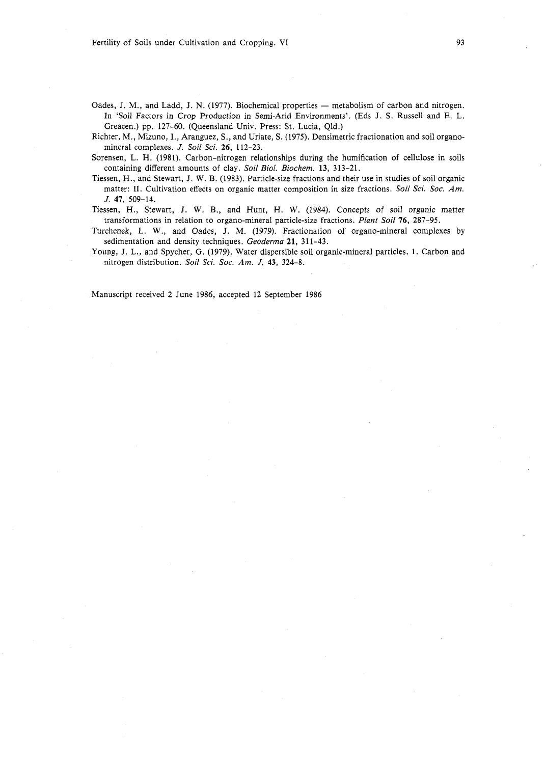Oades, J. M., and Ladd, J. N. (1977). Biochemical properties — metabolism of carbon and nitrogen. In 'Soil Factors in Crop Production in Semi-Arid Environments'. (Eds J. S. Russell and E. L. Greacen.) pp. 127–60. (Queensland Univ. Press: St. Lucia, Qld.)

Richter, M., Mizuno, I., Aranguez, S., and Uriate, S. (1975). Densimetric fractionation and soil organo-mineral complexes. *J. Soil Sci.* **26**, 112–23.

Sorensen, L. H. (1981). Carbon–nitrogen relationships during the humification of cellulose in soils containing different amounts of clay. *Soil Biol. Biochem.* **13**, 313–21.

Tiessen, H., and Stewart, J. W. B. (1983). Particle-size fractions and their use in studies of soil organic matter: II. Cultivation effects on organic matter composition in size fractions. *Soil Sci. Soc. Am. J.* **47**, 509–14.

Tiessen, H., Stewart, J. W. B., and Hunt, H. W. (1984). Concepts of soil organic matter transformations in relation to organo-mineral particle-size fractions. *Plant Soil* **76**, 287–95.

Turchenek, L. W., and Oades, J. M. (1979). Fractionation of organo-mineral complexes by sedimentation and density techniques. *Geoderma* **21**, 311–43.

Young, J. L., and Spycher, G. (1979). Water dispersible soil organic-mineral particles. 1. Carbon and nitrogen distribution. *Soil Sci. Soc. Am. J.* **43**, 324–8.

Manuscript received 2 June 1986, accepted 12 September 1986